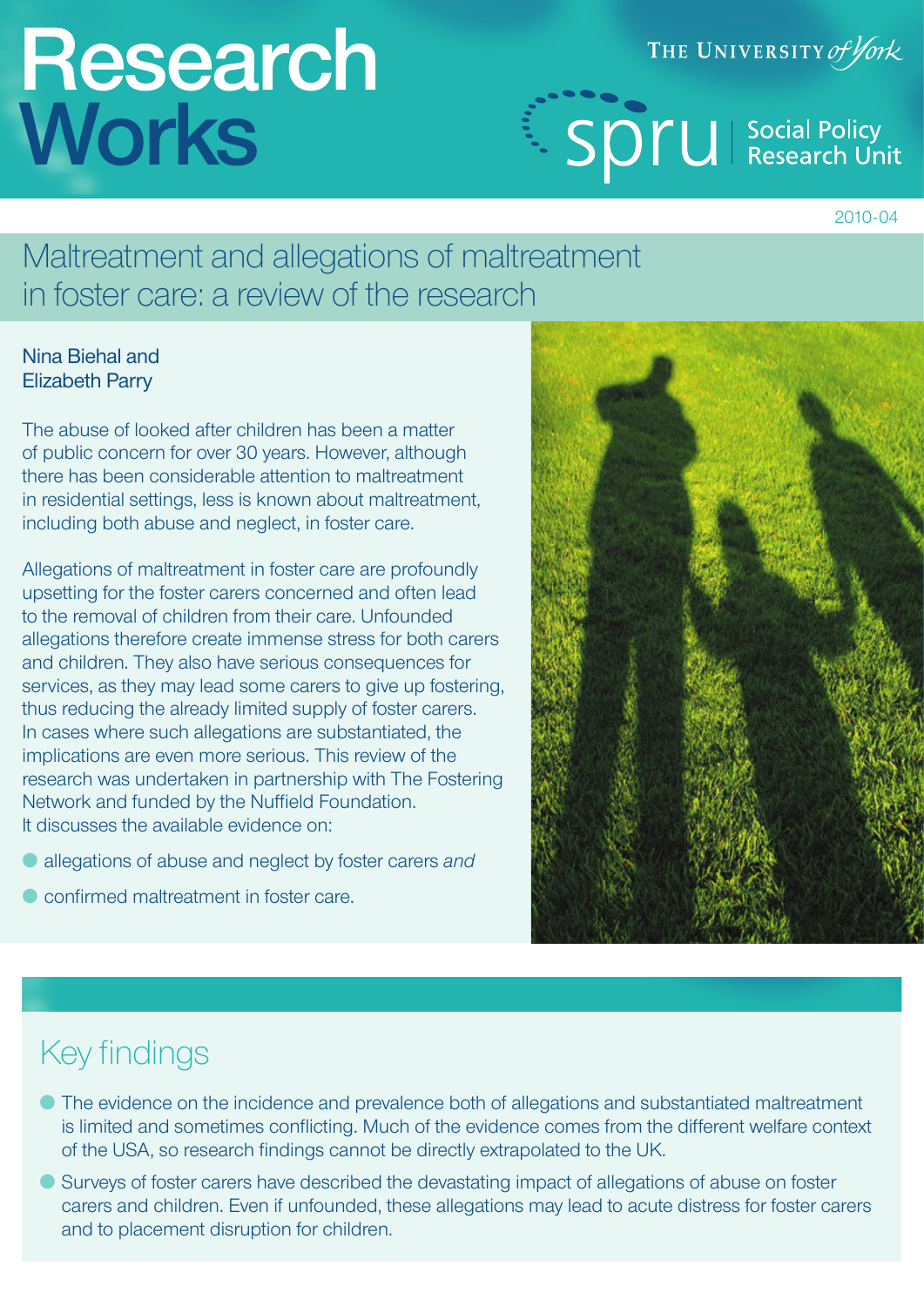# Research Works

THE UNIVERSITY *of* York

spru Social Policy Research Unit

2010-04

## Maltreatment and allegations of maltreatment in foster care: a review of the research

Nina Biehal and Elizabeth Parry

The abuse of looked after children has been a matter of public concern for over 30 years. However, although there has been considerable attention to maltreatment in residential settings, less is known about maltreatment, including both abuse and neglect, in foster care.

Allegations of maltreatment in foster care are profoundly upsetting for the foster carers concerned and often lead to the removal of children from their care. Unfounded allegations therefore create immense stress for both carers and children. They also have serious consequences for services, as they may lead some carers to give up fostering, thus reducing the already limited supply of foster carers. In cases where such allegations are substantiated, the implications are even more serious. This review of the research was undertaken in partnership with The Fostering Network and funded by the Nuffield Foundation. It discusses the available evidence on:

- allegations of abuse and neglect by foster carers *and*
- confirmed maltreatment in foster care.

## Key findings

- The evidence on the incidence and prevalence both of allegations and substantiated maltreatment is limited and sometimes conflicting. Much of the evidence comes from the different welfare context of the USA, so research findings cannot be directly extrapolated to the UK.
- Surveys of foster carers have described the devastating impact of allegations of abuse on foster carers and children. Even if unfounded, these allegations may lead to acute distress for foster carers and to placement disruption for children.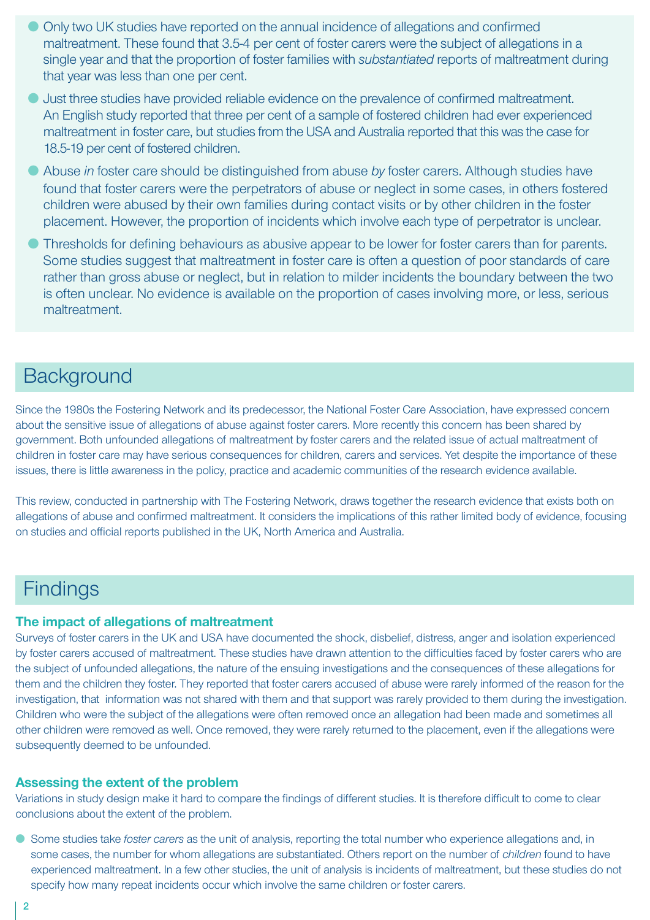- Only two UK studies have reported on the annual incidence of allegations and confirmed maltreatment. These found that 3.5-4 per cent of foster carers were the subject of allegations in a single year and that the proportion of foster families with *substantiated* reports of maltreatment during that year was less than one per cent.
- Just three studies have provided reliable evidence on the prevalence of confirmed maltreatment. An English study reported that three per cent of a sample of fostered children had ever experienced maltreatment in foster care, but studies from the USA and Australia reported that this was the case for 18.5-19 per cent of fostered children.
- Abuse *in* foster care should be distinguished from abuse *by* foster carers. Although studies have found that foster carers were the perpetrators of abuse or neglect in some cases, in others fostered children were abused by their own families during contact visits or by other children in the foster placement. However, the proportion of incidents which involve each type of perpetrator is unclear.
- Thresholds for defining behaviours as abusive appear to be lower for foster carers than for parents. Some studies suggest that maltreatment in foster care is often a question of poor standards of care rather than gross abuse or neglect, but in relation to milder incidents the boundary between the two is often unclear. No evidence is available on the proportion of cases involving more, or less, serious maltreatment.

## Background

Since the 1980s the Fostering Network and its predecessor, the National Foster Care Association, have expressed concern about the sensitive issue of allegations of abuse against foster carers. More recently this concern has been shared by government. Both unfounded allegations of maltreatment by foster carers and the related issue of actual maltreatment of children in foster care may have serious consequences for children, carers and services. Yet despite the importance of these issues, there is little awareness in the policy, practice and academic communities of the research evidence available.

This review, conducted in partnership with The Fostering Network, draws together the research evidence that exists both on allegations of abuse and confirmed maltreatment. It considers the implications of this rather limited body of evidence, focusing on studies and official reports published in the UK, North America and Australia.

## Findings

### The impact of allegations of maltreatment

Surveys of foster carers in the UK and USA have documented the shock, disbelief, distress, anger and isolation experienced by foster carers accused of maltreatment. These studies have drawn attention to the difficulties faced by foster carers who are the subject of unfounded allegations, the nature of the ensuing investigations and the consequences of these allegations for them and the children they foster. They reported that foster carers accused of abuse were rarely informed of the reason for the investigation, that information was not shared with them and that support was rarely provided to them during the investigation. Children who were the subject of the allegations were often removed once an allegation had been made and sometimes all other children were removed as well. Once removed, they were rarely returned to the placement, even if the allegations were subsequently deemed to be unfounded.

### Assessing the extent of the problem

Variations in study design make it hard to compare the findings of different studies. It is therefore difficult to come to clear conclusions about the extent of the problem.

- Some studies take *foster carers* as the unit of analysis, reporting the total number who experience allegations and, in some cases, the number for whom allegations are substantiated. Others report on the number of *children* found to have experienced maltreatment. In a few other studies, the unit of analysis is incidents of maltreatment, but these studies do not specify how many repeat incidents occur which involve the same children or foster carers.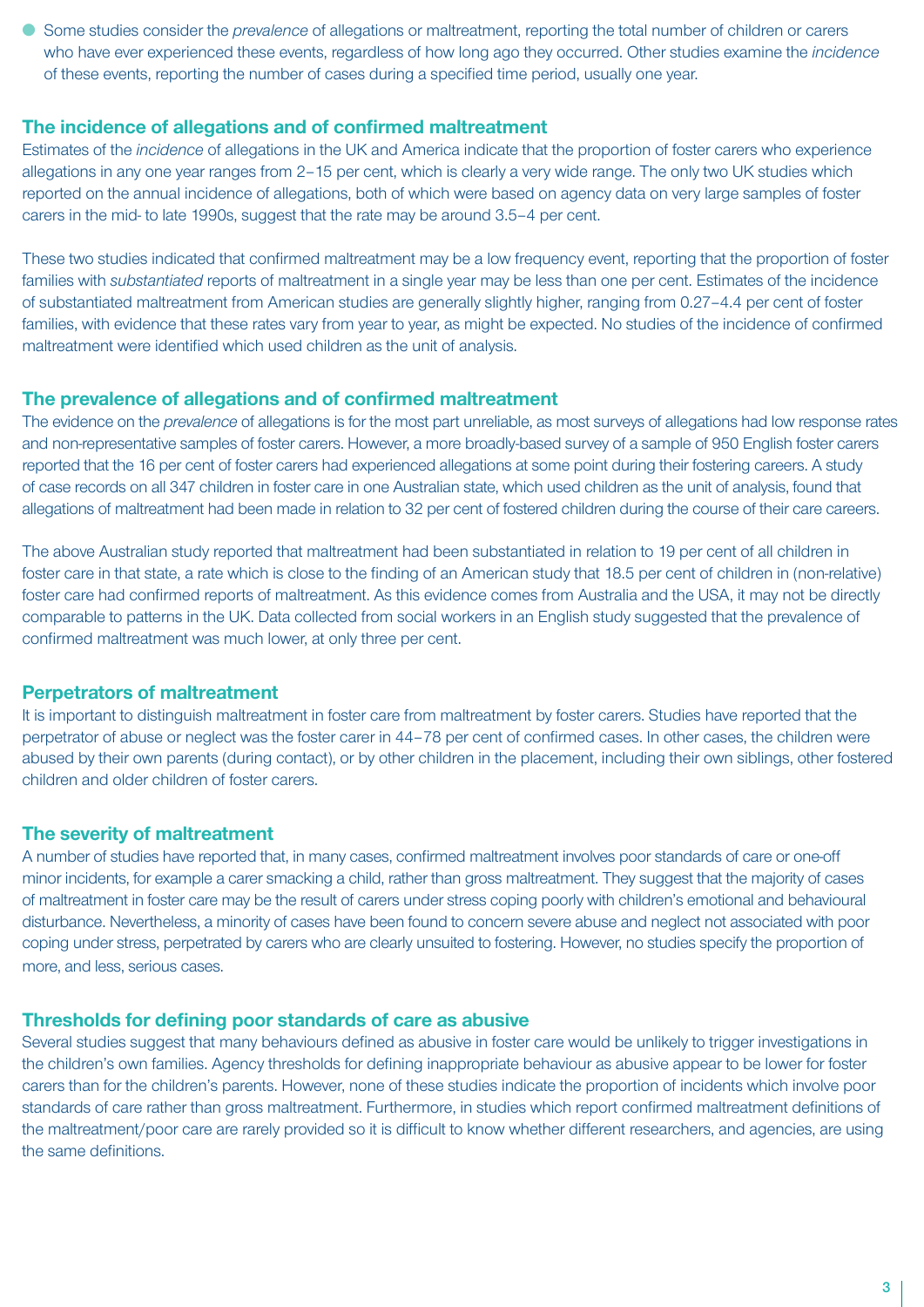- Some studies consider the *prevalence* of allegations or maltreatment, reporting the total number of children or carers who have ever experienced these events, regardless of how long ago they occurred. Other studies examine the *incidence* of these events, reporting the number of cases during a specified time period, usually one year.

## The incidence of allegations and of confirmed maltreatment

Estimates of the *incidence* of allegations in the UK and America indicate that the proportion of foster carers who experience allegations in any one year ranges from 2–15 per cent, which is clearly a very wide range. The only two UK studies which reported on the annual incidence of allegations, both of which were based on agency data on very large samples of foster carers in the mid- to late 1990s, suggest that the rate may be around 3.5–4 per cent.

These two studies indicated that confirmed maltreatment may be a low frequency event, reporting that the proportion of foster families with *substantiated* reports of maltreatment in a single year may be less than one per cent. Estimates of the incidence of substantiated maltreatment from American studies are generally slightly higher, ranging from 0.27–4.4 per cent of foster families, with evidence that these rates vary from year to year, as might be expected. No studies of the incidence of confirmed maltreatment were identified which used children as the unit of analysis.

## The prevalence of allegations and of confirmed maltreatment

The evidence on the *prevalence* of allegations is for the most part unreliable, as most surveys of allegations had low response rates and non-representative samples of foster carers. However, a more broadly-based survey of a sample of 950 English foster carers reported that the 16 per cent of foster carers had experienced allegations at some point during their fostering careers. A study of case records on all 347 children in foster care in one Australian state, which used children as the unit of analysis, found that allegations of maltreatment had been made in relation to 32 per cent of fostered children during the course of their care careers.

The above Australian study reported that maltreatment had been substantiated in relation to 19 per cent of all children in foster care in that state, a rate which is close to the finding of an American study that 18.5 per cent of children in (non-relative) foster care had confirmed reports of maltreatment. As this evidence comes from Australia and the USA, it may not be directly comparable to patterns in the UK. Data collected from social workers in an English study suggested that the prevalence of confirmed maltreatment was much lower, at only three per cent.

## Perpetrators of maltreatment

It is important to distinguish maltreatment in foster care from maltreatment by foster carers. Studies have reported that the perpetrator of abuse or neglect was the foster carer in 44–78 per cent of confirmed cases. In other cases, the children were abused by their own parents (during contact), or by other children in the placement, including their own siblings, other fostered children and older children of foster carers.

## The severity of maltreatment

A number of studies have reported that, in many cases, confirmed maltreatment involves poor standards of care or one-off minor incidents, for example a carer smacking a child, rather than gross maltreatment. They suggest that the majority of cases of maltreatment in foster care may be the result of carers under stress coping poorly with children's emotional and behavioural disturbance. Nevertheless, a minority of cases have been found to concern severe abuse and neglect not associated with poor coping under stress, perpetrated by carers who are clearly unsuited to fostering. However, no studies specify the proportion of more, and less, serious cases.

## Thresholds for defining poor standards of care as abusive

Several studies suggest that many behaviours defined as abusive in foster care would be unlikely to trigger investigations in the children's own families. Agency thresholds for defining inappropriate behaviour as abusive appear to be lower for foster carers than for the children's parents. However, none of these studies indicate the proportion of incidents which involve poor standards of care rather than gross maltreatment. Furthermore, in studies which report confirmed maltreatment definitions of the maltreatment/poor care are rarely provided so it is difficult to know whether different researchers, and agencies, are using the same definitions.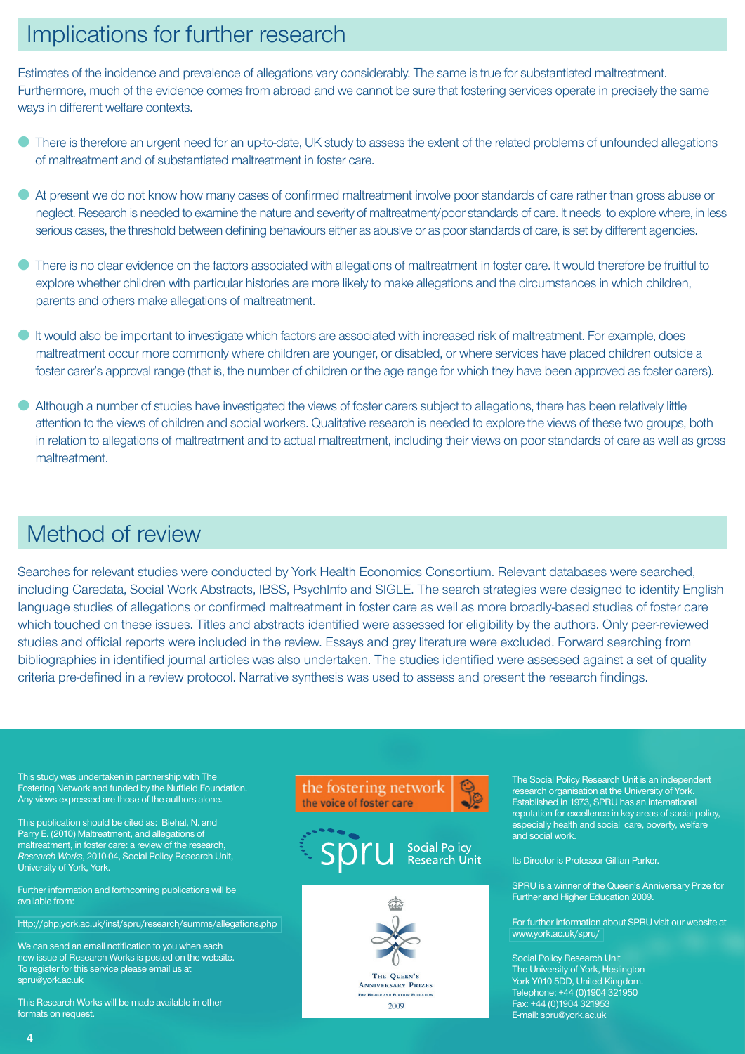## Implications for further research

Estimates of the incidence and prevalence of allegations vary considerably. The same is true for substantiated maltreatment. Furthermore, much of the evidence comes from abroad and we cannot be sure that fostering services operate in precisely the same ways in different welfare contexts.

- There is therefore an urgent need for an up-to-date, UK study to assess the extent of the related problems of unfounded allegations of maltreatment and of substantiated maltreatment in foster care.
- At present we do not know how many cases of confirmed maltreatment involve poor standards of care rather than gross abuse or neglect. Research is needed to examine the nature and severity of maltreatment/poor standards of care. It needs to explore where, in less serious cases, the threshold between defining behaviours either as abusive or as poor standards of care, is set by different agencies.
- There is no clear evidence on the factors associated with allegations of maltreatment in foster care. It would therefore be fruitful to explore whether children with particular histories are more likely to make allegations and the circumstances in which children, parents and others make allegations of maltreatment.
- It would also be important to investigate which factors are associated with increased risk of maltreatment. For example, does maltreatment occur more commonly where children are younger, or disabled, or where services have placed children outside a foster carer's approval range (that is, the number of children or the age range for which they have been approved as foster carers).
- Although a number of studies have investigated the views of foster carers subject to allegations, there has been relatively little attention to the views of children and social workers. Qualitative research is needed to explore the views of these two groups, both in relation to allegations of maltreatment and to actual maltreatment, including their views on poor standards of care as well as gross maltreatment.

## Method of review

Searches for relevant studies were conducted by York Health Economics Consortium. Relevant databases were searched, including Caredata, Social Work Abstracts, IBSS, PsychInfo and SIGLE. The search strategies were designed to identify English language studies of allegations or confirmed maltreatment in foster care as well as more broadly-based studies of foster care which touched on these issues. Titles and abstracts identified were assessed for eligibility by the authors. Only peer-reviewed studies and official reports were included in the review. Essays and grey literature were excluded. Forward searching from bibliographies in identified journal articles was also undertaken. The studies identified were assessed against a set of quality criteria pre-defined in a review protocol. Narrative synthesis was used to assess and present the research findings.

This study was undertaken in partnership with The Fostering Network and funded by the Nuffield Foundation. Any views expressed are those of the authors alone.

This publication should be cited as: Biehal, N. and Parry E. (2010) Maltreatment, and allegations of maltreatment, in foster care: a review of the research, *Research Works*, 2010-04, Social Policy Research Unit, University of York, York.

Further information and forthcoming publications will be available from:

http://php.york.ac.uk/inst/spru/research/summs/allegations.php

We can send an email notification to you when each new issue of Research Works is posted on the website. To register for this service please email us at spru@york.ac.uk

This Research Works will be made available in other formats on request.

the fostering network
the voice of foster care

spru Social Policy Research Unit

The Queen's Anniversary Prizes
For Higher and Further Education
2009

The Social Policy Research Unit is an independent research organisation at the University of York. Established in 1973, SPRU has an international reputation for excellence in key areas of social policy, especially health and social care, poverty, welfare and social work.

Its Director is Professor Gillian Parker.

SPRU is a winner of the Queen's Anniversary Prize for Further and Higher Education 2009.

For further information about SPRU visit our website at www.york.ac.uk/spru/

Social Policy Research Unit
The University of York, Heslington
York Y010 5DD, United Kingdom.
Telephone: +44 (0)1904 321950
Fax: +44 (0)1904 321953
E-mail: spru@york.ac.uk